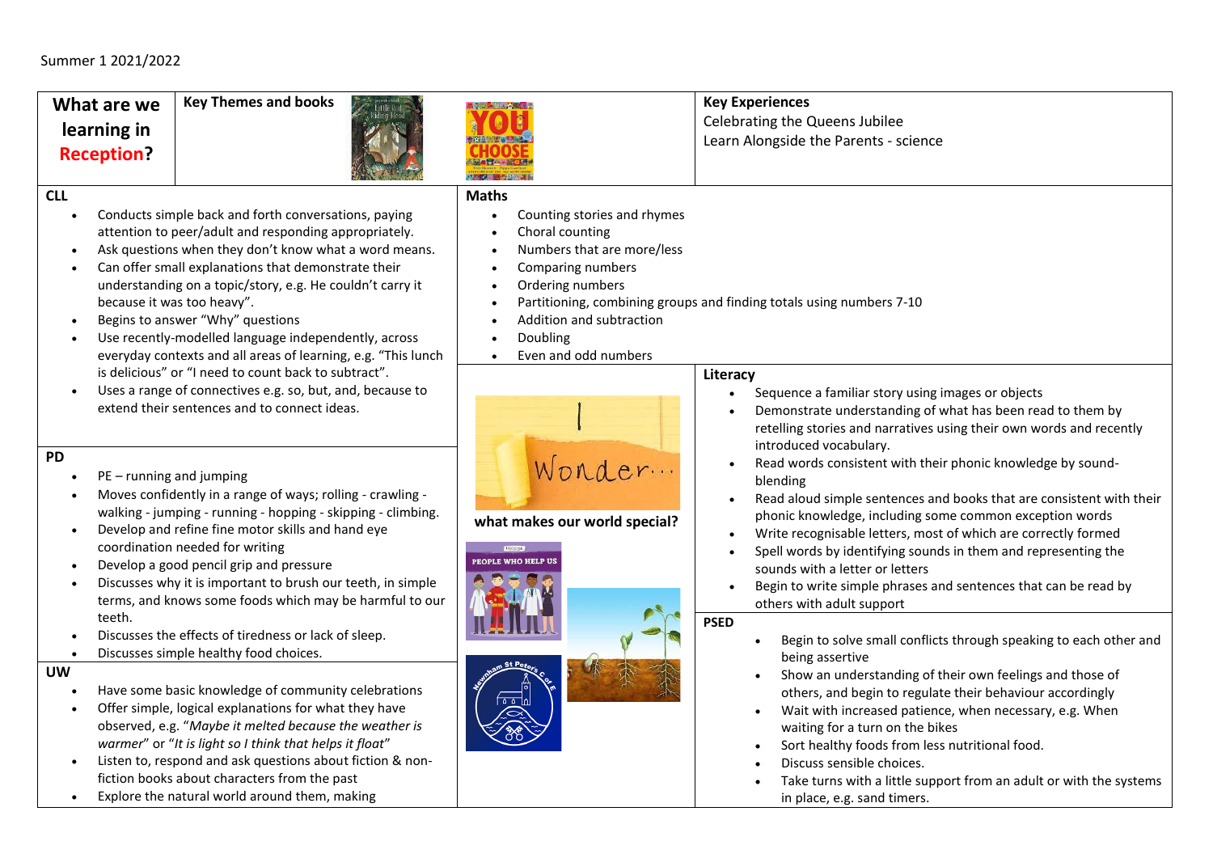Summer 1 2021/2022

# What are we learning in Reception?

## Key Themes and books

what makes our world special?

## Key Experiences

Celebrating the Queens Jubilee

Learn Alongside the Parents - science

## CLL

- Conducts simple back and forth conversations, paying attention to peer/adult and responding appropriately.
- Ask questions when they don't know what a word means.
- Can offer small explanations that demonstrate their understanding on a topic/story, e.g. He couldn't carry it because it was too heavy".
- Begins to answer "Why" questions
- Use recently-modelled language independently, across everyday contexts and all areas of learning, e.g. "This lunch is delicious" or "I need to count back to subtract".
- Uses a range of connectives e.g. so, but, and, because to extend their sentences and to connect ideas.

## Maths

- Counting stories and rhymes
- Choral counting
- Numbers that are more/less
- Comparing numbers
- Ordering numbers
- Partitioning, combining groups and finding totals using numbers 7-10
- Addition and subtraction
- Doubling
- Even and odd numbers

## PD

- PE – running and jumping
- Moves confidently in a range of ways; rolling - crawling - walking - jumping - running - hopping - skipping - climbing.
- Develop and refine fine motor skills and hand eye coordination needed for writing
- Develop a good pencil grip and pressure
- Discusses why it is important to brush our teeth, in simple terms, and knows some foods which may be harmful to our teeth.
- Discusses the effects of tiredness or lack of sleep.
- Discusses simple healthy food choices.

## Literacy

- Sequence a familiar story using images or objects
- Demonstrate understanding of what has been read to them by retelling stories and narratives using their own words and recently introduced vocabulary.
- Read words consistent with their phonic knowledge by sound-blending
- Read aloud simple sentences and books that are consistent with their phonic knowledge, including some common exception words
- Write recognisable letters, most of which are correctly formed
- Spell words by identifying sounds in them and representing the sounds with a letter or letters
- Begin to write simple phrases and sentences that can be read by others with adult support

## UW

- Have some basic knowledge of community celebrations
- Offer simple, logical explanations for what they have observed, e.g. "*Maybe it melted because the weather is warmer*" or "*It is light so I think that helps it float*"
- Listen to, respond and ask questions about fiction & non-fiction books about characters from the past
- Explore the natural world around them, making

## PSED

- Begin to solve small conflicts through speaking to each other and being assertive
- Show an understanding of their own feelings and those of others, and begin to regulate their behaviour accordingly
- Wait with increased patience, when necessary, e.g. When waiting for a turn on the bikes
- Sort healthy foods from less nutritional food.
- Discuss sensible choices.
- Take turns with a little support from an adult or with the systems in place, e.g. sand timers.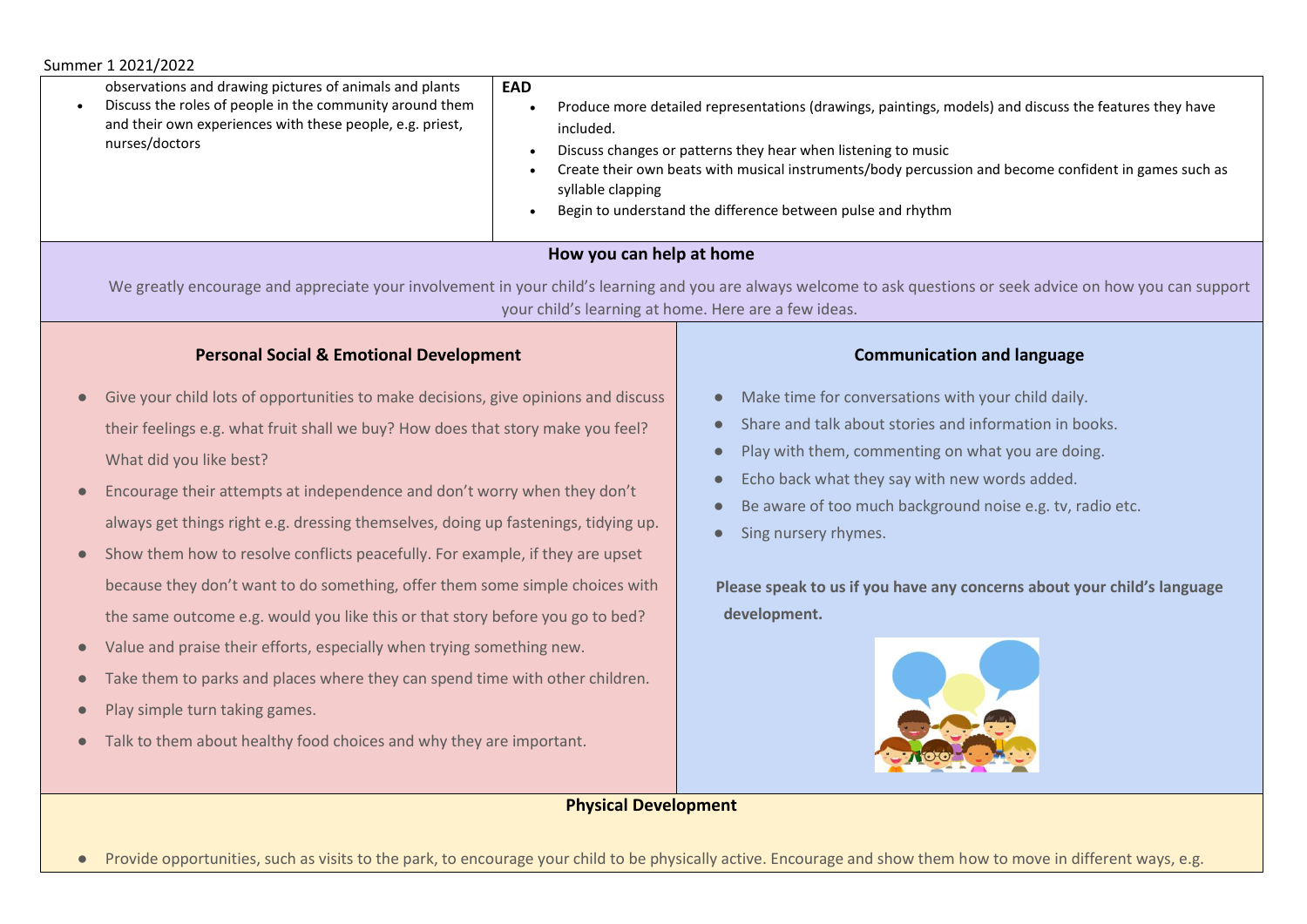Summer 1 2021/2022

| | |
|---|---|
| observations and drawing pictures of animals and plants<br>• Discuss the roles of people in the community around them and their own experiences with these people, e.g. priest, nurses/doctors | **EAD**<br>• Produce more detailed representations (drawings, paintings, models) and discuss the features they have included.<br>• Discuss changes or patterns they hear when listening to music<br>• Create their own beats with musical instruments/body percussion and become confident in games such as syllable clapping<br>• Begin to understand the difference between pulse and rhythm |

## How you can help at home

We greatly encourage and appreciate your involvement in your child's learning and you are always welcome to ask questions or seek advice on how you can support your child's learning at home. Here are a few ideas.

### Personal Social & Emotional Development

- Give your child lots of opportunities to make decisions, give opinions and discuss their feelings e.g. what fruit shall we buy? How does that story make you feel? What did you like best?
- Encourage their attempts at independence and don't worry when they don't always get things right e.g. dressing themselves, doing up fastenings, tidying up.
- Show them how to resolve conflicts peacefully. For example, if they are upset because they don't want to do something, offer them some simple choices with the same outcome e.g. would you like this or that story before you go to bed?
- Value and praise their efforts, especially when trying something new.
- Take them to parks and places where they can spend time with other children.
- Play simple turn taking games.
- Talk to them about healthy food choices and why they are important.

### Communication and language

- Make time for conversations with your child daily.
- Share and talk about stories and information in books.
- Play with them, commenting on what you are doing.
- Echo back what they say with new words added.
- Be aware of too much background noise e.g. tv, radio etc.
- Sing nursery rhymes.

**Please speak to us if you have any concerns about your child's language development.**

### Physical Development

- Provide opportunities, such as visits to the park, to encourage your child to be physically active. Encourage and show them how to move in different ways, e.g.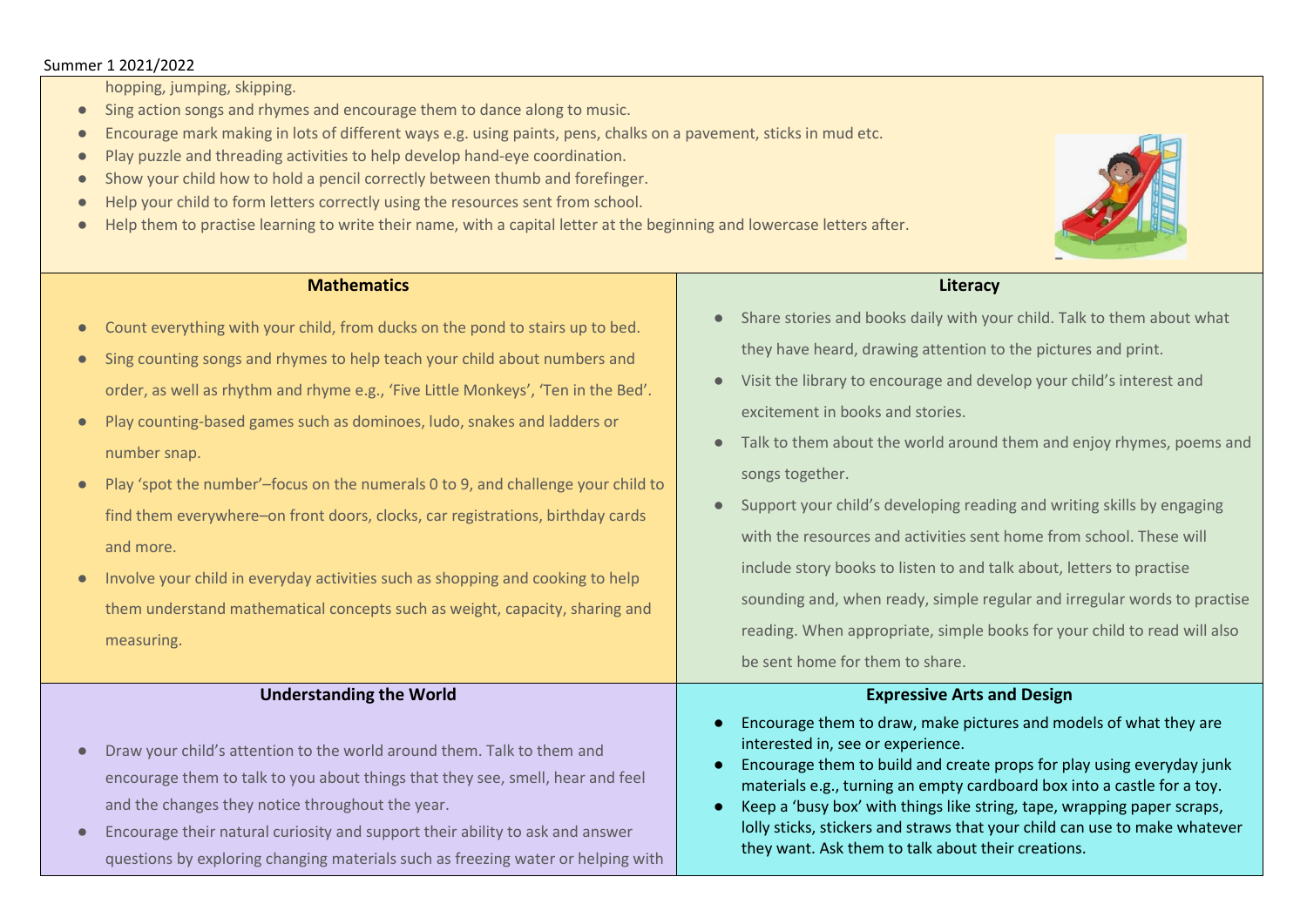Summer 1 2021/2022

hopping, jumping, skipping.

- Sing action songs and rhymes and encourage them to dance along to music.
- Encourage mark making in lots of different ways e.g. using paints, pens, chalks on a pavement, sticks in mud etc.
- Play puzzle and threading activities to help develop hand-eye coordination.
- Show your child how to hold a pencil correctly between thumb and forefinger.
- Help your child to form letters correctly using the resources sent from school.
- Help them to practise learning to write their name, with a capital letter at the beginning and lowercase letters after.

## Mathematics

- Count everything with your child, from ducks on the pond to stairs up to bed.
- Sing counting songs and rhymes to help teach your child about numbers and order, as well as rhythm and rhyme e.g., 'Five Little Monkeys', 'Ten in the Bed'.
- Play counting-based games such as dominoes, ludo, snakes and ladders or number snap.
- Play 'spot the number'–focus on the numerals 0 to 9, and challenge your child to find them everywhere–on front doors, clocks, car registrations, birthday cards and more.
- Involve your child in everyday activities such as shopping and cooking to help them understand mathematical concepts such as weight, capacity, sharing and measuring.

## Literacy

- Share stories and books daily with your child. Talk to them about what they have heard, drawing attention to the pictures and print.
- Visit the library to encourage and develop your child's interest and excitement in books and stories.
- Talk to them about the world around them and enjoy rhymes, poems and songs together.
- Support your child's developing reading and writing skills by engaging with the resources and activities sent home from school. These will include story books to listen to and talk about, letters to practise sounding and, when ready, simple regular and irregular words to practise reading. When appropriate, simple books for your child to read will also be sent home for them to share.

## Understanding the World

- Draw your child's attention to the world around them. Talk to them and encourage them to talk to you about things that they see, smell, hear and feel and the changes they notice throughout the year.
- Encourage their natural curiosity and support their ability to ask and answer questions by exploring changing materials such as freezing water or helping with

## Expressive Arts and Design

- Encourage them to draw, make pictures and models of what they are interested in, see or experience.
- Encourage them to build and create props for play using everyday junk materials e.g., turning an empty cardboard box into a castle for a toy.
- Keep a 'busy box' with things like string, tape, wrapping paper scraps, lolly sticks, stickers and straws that your child can use to make whatever they want. Ask them to talk about their creations.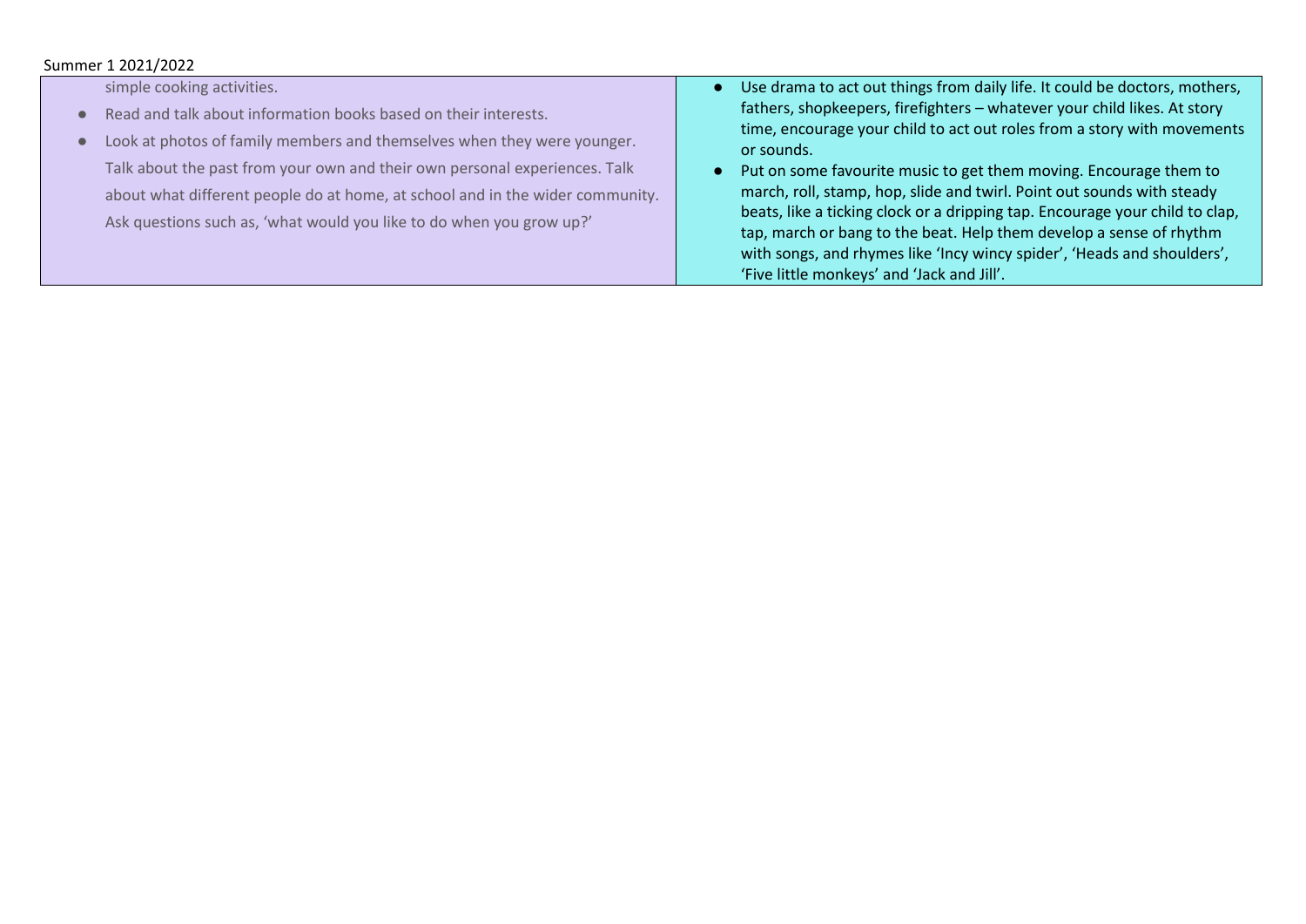Summer 1 2021/2022

| | |
|---|---|
| simple cooking activities.<br>● Read and talk about information books based on their interests.<br>● Look at photos of family members and themselves when they were younger. Talk about the past from your own and their own personal experiences. Talk about what different people do at home, at school and in the wider community. Ask questions such as, 'what would you like to do when you grow up?' | ● Use drama to act out things from daily life. It could be doctors, mothers, fathers, shopkeepers, firefighters – whatever your child likes. At story time, encourage your child to act out roles from a story with movements or sounds.<br>● Put on some favourite music to get them moving. Encourage them to march, roll, stamp, hop, slide and twirl. Point out sounds with steady beats, like a ticking clock or a dripping tap. Encourage your child to clap, tap, march or bang to the beat. Help them develop a sense of rhythm with songs, and rhymes like 'Incy wincy spider', 'Heads and shoulders', 'Five little monkeys' and 'Jack and Jill'. |